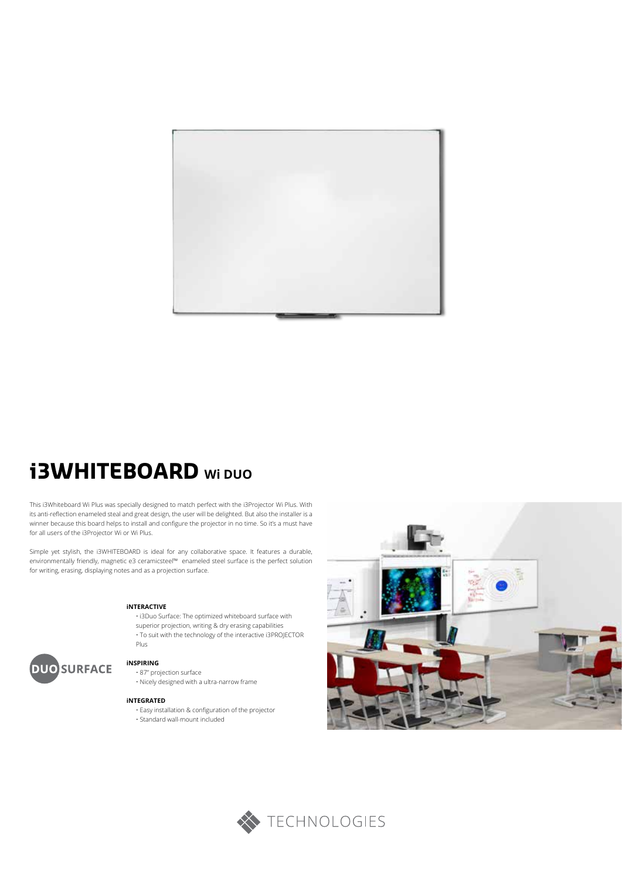# i3WHITEBOARD Wi DUO

This i3Whiteboard Wi Plus was specially designed to match perfect with the i3Projector Wi Plus. With its anti-reflection enameled steal and great design, the user will be delighted. But also the installer is a winner because this board helps to install and configure the projector in no time. So it's a must have for all users of the i3Projector Wi or Wi Plus.

Simple yet stylish, the i3WHITEBOARD is ideal for any collaborative space. It features a durable, environmentally friendly, magnetic e3 ceramicsteel™ enameled steel surface is the perfect solution for writing, erasing, displaying notes and as a projection surface.

DUO SURFACE

**iNTERACTIVE**

- i3Duo Surface: The optimized whiteboard surface with superior projection, writing & dry erasing capabilities
- To suit with the technology of the interactive i3PROJECTOR Plus

**iNSPIRING**

- 87" projection surface
- Nicely designed with a ultra-narrow frame

**iNTEGRATED**

- Easy installation & configuration of the projector
- Standard wall-mount included

TECHNOLOGIES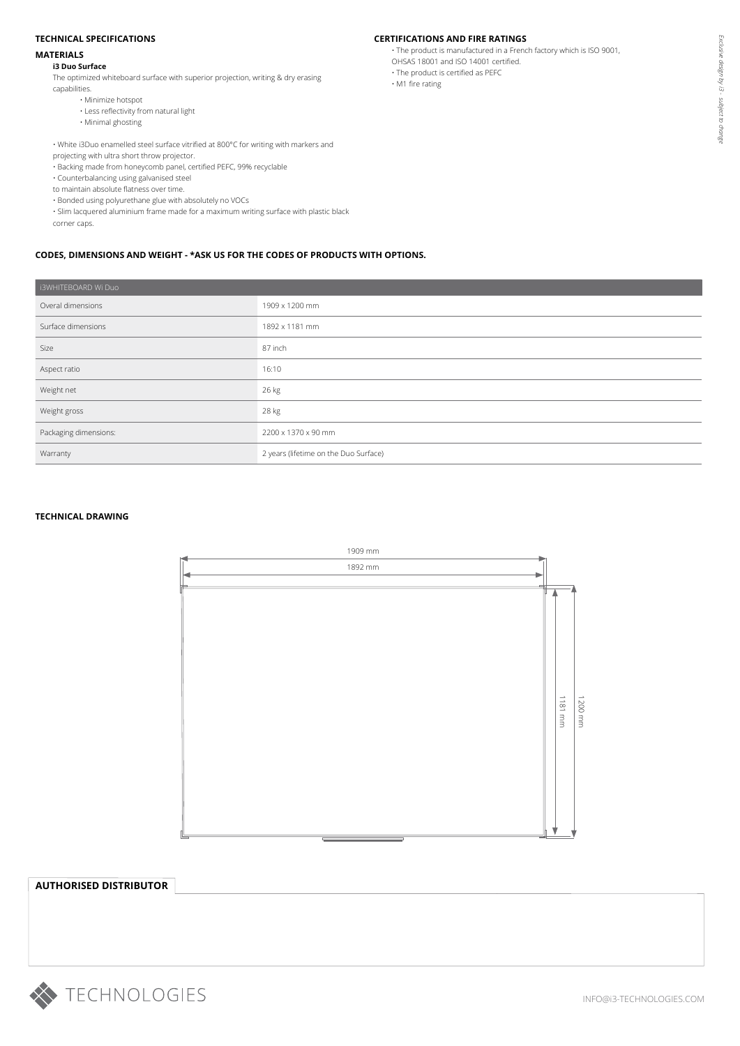## TECHNICAL SPECIFICATIONS

### MATERIALS

**i3 Duo Surface**

The optimized whiteboard surface with superior projection, writing & dry erasing capabilities.

- Minimize hotspot
- Less reflectivity from natural light
- Minimal ghosting

- White i3Duo enamelled steel surface vitrified at 800°C for writing with markers and projecting with ultra short throw projector.
- Backing made from honeycomb panel, certified PEFC, 99% recyclable
- Counterbalancing using galvanised steel to maintain absolute flatness over time.
- Bonded using polyurethane glue with absolutely no VOCs
- Slim lacquered aluminium frame made for a maximum writing surface with plastic black corner caps.

## CERTIFICATIONS AND FIRE RATINGS

- The product is manufactured in a French factory which is ISO 9001, OHSAS 18001 and ISO 14001 certified.
- The product is certified as PEFC
- M1 fire rating

*Exclusive design by i3 - subject to change*

## CODES, DIMENSIONS AND WEIGHT - *ASK US FOR THE CODES OF PRODUCTS WITH OPTIONS.

| i3WHITEBOARD Wi Duo | |
|---|---|
| Overal dimensions | 1909 x 1200 mm |
| Surface dimensions | 1892 x 1181 mm |
| Size | 87 inch |
| Aspect ratio | 16:10 |
| Weight net | 26 kg |
| Weight gross | 28 kg |
| Packaging dimensions: | 2200 x 1370 x 90 mm |
| Warranty | 2 years (lifetime on the Duo Surface) |

## TECHNICAL DRAWING

1909 mm

1892 mm

1181 mm

1200 mm

## AUTHORISED DISTRIBUTOR

TECHNOLOGIES

INFO@I3-TECHNOLOGIES.COM